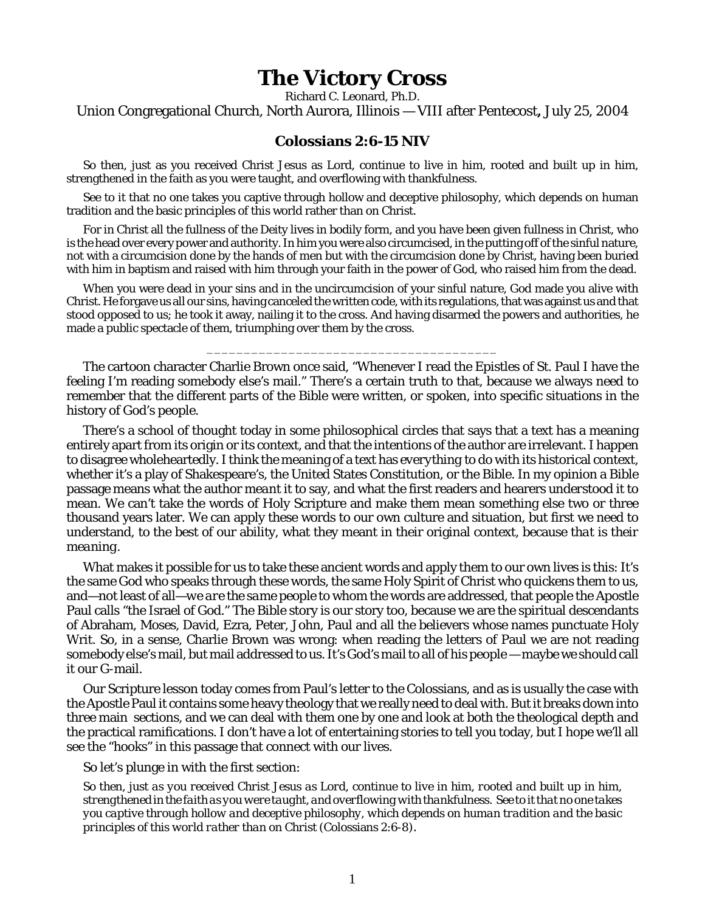# The Victory Cross

Richard C. Leonard, Ph.D.

Union Congregational Church, North Aurora, Illinois — VIII after Pentecost**,** July 25, 2004

### Colossians 2:6-15 NIV

So then, just as you received Christ Jesus as Lord, continue to live in him, rooted and built up in him, strengthened in the faith as you were taught, and overflowing with thankfulness.

See to it that no one takes you captive through hollow and deceptive philosophy, which depends on human tradition and the basic principles of this world rather than on Christ.

For in Christ all the fullness of the Deity lives in bodily form, and you have been given fullness in Christ, who is the head over every power and authority. In him you were also circumcised, in the putting off of the sinful nature, not with a circumcision done by the hands of men but with the circumcision done by Christ, having been buried with him in baptism and raised with him through your faith in the power of God, who raised him from the dead.

When you were dead in your sins and in the uncircumcision of your sinful nature, God made you alive with Christ. He forgave us all our sins, having canceled the written code, with its regulations, that was against us and that stood opposed to us; he took it away, nailing it to the cross. And having disarmed the powers and authorities, he made a public spectacle of them, triumphing over them by the cross.

---

The cartoon character Charlie Brown once said, "Whenever I read the Epistles of St. Paul I have the feeling I'm reading somebody else's mail." There's a certain truth to that, because we always need to remember that the different parts of the Bible were written, or spoken, into specific situations in the history of God's people.

There's a school of thought today in some philosophical circles that says that a text has a meaning entirely apart from its origin or its context, and that the intentions of the author are irrelevant. I happen to disagree wholeheartedly. I think the meaning of a text has *everything* to do with its historical context, whether it's a play of Shakespeare's, the United States Constitution, or the Bible. In my opinion a Bible passage means what the author *meant* it to say, and what the first readers and hearers understood it to mean. We can't take the words of Holy Scripture and make them mean something else two or three thousand years later. We can apply these words to our own culture and situation, but first we need to understand, to the best of our ability, what they meant in their original context, because *that is their meaning*.

What makes it possible for us to take these ancient words and apply them to our own lives is this: It's the same God who speaks through these words, the same Holy Spirit of Christ who quickens them to us, and—not least of all—*we are the same people* to whom the words are addressed, that people the Apostle Paul calls "the Israel of God." The Bible story is our story too, because we are the spiritual descendants of Abraham, Moses, David, Ezra, Peter, John, Paul and all the believers whose names punctuate Holy Writ. So, in a sense, Charlie Brown was wrong: when reading the letters of Paul we are not reading somebody else's mail, but mail addressed to us. It's God's mail to all of his people — maybe we should call it our G-mail.

Our Scripture lesson today comes from Paul's letter to the Colossians, and as is usually the case with the Apostle Paul it contains some heavy theology that we really need to deal with. But it breaks down into three main sections, and we can deal with them one by one and look at both the theological depth and the practical ramifications. I don't have a lot of entertaining stories to tell you today, but I hope we'll all see the "hooks" in this passage that connect with our lives.

So let's plunge in with the first section:

*So then, just as you received Christ Jesus as Lord, continue to live in him, rooted and built up in him, strengthened in the faith as you were taught, and overflowing with thankfulness. See to it that no one takes you captive through hollow and deceptive philosophy, which depends on human tradition and the basic principles of this world rather than on Christ* (Colossians 2:6-8).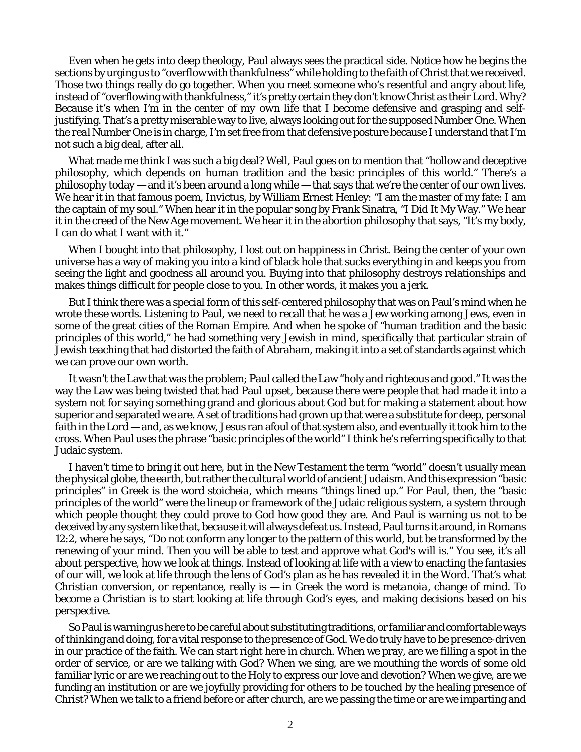Even when he gets into deep theology, Paul always sees the practical side. Notice how he begins the sections by urging us to "overflow with thankfulness" while holding to the faith of Christ that we received. Those two things really do go together. When you meet someone who's resentful and angry about life, instead of "overflowing with thankfulness," it's pretty certain they don't know Christ as their Lord. Why? Because it's when *I'm* in the center of my own life that I become defensive and grasping and self-justifying. That's a pretty miserable way to live, always looking out for the supposed Number One. When the *real* Number One is in charge, I'm set free from that defensive posture because I understand that I'm not such a big deal, after all.

What made me think I was such a big deal? Well, Paul goes on to mention that "hollow and deceptive philosophy, which depends on human tradition and the basic principles of this world." There's a philosophy today — and it's been around a long while — that says that we're the center of our own lives. We hear it in that famous poem, Invictus, by William Ernest Henley: "I am the master of my fate: I am the captain of my soul." When hear it in the popular song by Frank Sinatra, "I Did It My Way." We hear it in the creed of the New Age movement. We hear it in the abortion philosophy that says, "It's my body, I can do what I want with it."

When I bought into that philosophy, I lost out on happiness in Christ. Being the center of your own universe has a way of making you into a kind of black hole that sucks everything in and keeps you from seeing the light and goodness all around you. Buying into that philosophy destroys relationships and makes things difficult for people close to you. In other words, it makes you a jerk.

But I think there was a special form of this self-centered philosophy that was on Paul's mind when he wrote these words. Listening to Paul, we need to recall that he was a Jew working among Jews, even in some of the great cities of the Roman Empire. And when he spoke of "human tradition and the basic principles of this world," he had something very Jewish in mind, specifically that particular strain of Jewish teaching that had distorted the faith of Abraham, making it into a set of standards against which we can prove our own worth.

It wasn't the Law that was the problem; Paul called the Law "holy and righteous and good." It was the way the Law was being twisted that had Paul upset, because there were people that had made it into a system not for saying something grand and glorious about God but for making a statement about how superior and separated *we* are. A set of traditions had grown up that were a substitute for deep, personal faith in the Lord — and, as we know, Jesus ran afoul of that system also, and eventually it took him to the cross. When Paul uses the phrase "basic principles of the world" I think he's referring specifically to that Judaic system.

I haven't time to bring it out here, but in the New Testament the term "world" doesn't usually mean the physical globe, the earth, but rather the *cultural* world of ancient Judaism. And this expression "basic principles" in Greek is the word *stoicheia*, which means "things lined up." For Paul, then, the "basic principles of the world" were the lineup or framework of the Judaic religious system, a system through which people thought they could prove to God how good they are. And Paul is warning us not to be deceived by any system like that, because it will always defeat us. Instead, Paul turns it around, in Romans 12:2, where he says, "Do not conform any longer to the pattern of this world, but be transformed by the renewing of your mind. Then you will be able to test and approve what God's will is." You see, it's all about perspective, how we look at things. Instead of looking at life with a view to enacting the fantasies of our will, we look at life through the lens of God's plan as he has revealed it in the Word. That's what Christian conversion, or repentance, really is — in Greek the word is *metanoia*, change of mind. To become a Christian is to start looking at life through God's eyes, and making decisions based on his perspective.

So Paul is warning us here to be careful about substituting traditions, or familiar and comfortable ways of thinking and doing, for a vital response to the presence of God. We do truly have to be *presence-driven* in our practice of the faith. We can start right here in church. When we pray, are we filling a spot in the order of service, or are we talking with God? When we sing, are we mouthing the words of some old familiar lyric or are we reaching out to the Holy to express our love and devotion? When we give, are we funding an institution or are we joyfully providing for others to be touched by the healing presence of Christ? When we talk to a friend before or after church, are we passing the time or are we imparting and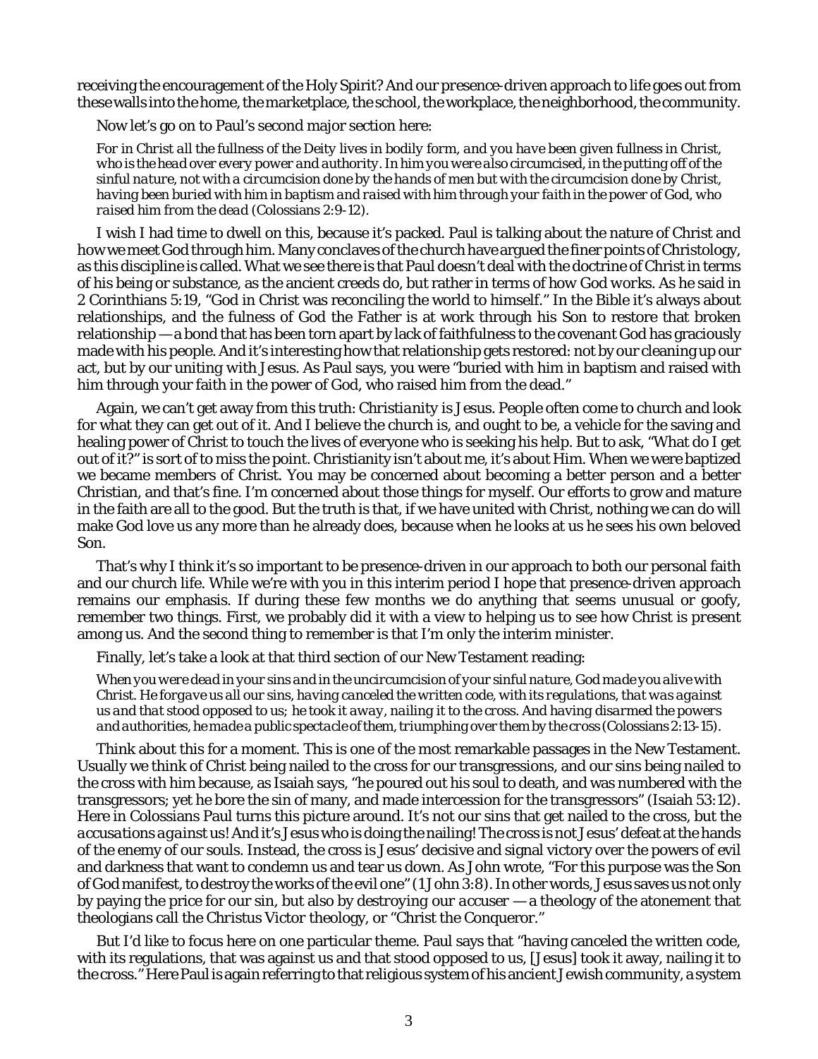receiving the encouragement of the Holy Spirit? And our presence-driven approach to life goes out from these walls into the home, the marketplace, the school, the workplace, the neighborhood, the community.

Now let's go on to Paul's second major section here:

> *For in Christ all the fullness of the Deity lives in bodily form, and you have been given fullness in Christ, who is the head over every power and authority. In him you were also circumcised, in the putting off of the sinful nature, not with a circumcision done by the hands of men but with the circumcision done by Christ, having been buried with him in baptism and raised with him through your faith in the power of God, who raised him from the dead* (Colossians 2:9-12).

I wish I had time to dwell on this, because it's packed. Paul is talking about the nature of Christ and how we meet God through him. Many conclaves of the church have argued the finer points of Christology, as this discipline is called. What we see there is that Paul doesn't deal with the doctrine of Christ in terms of his being or substance, as the ancient creeds do, but rather in terms of how God *works*. As he said in 2 Corinthians 5:19, "God in Christ was reconciling the world to himself." In the Bible it's always about relationships, and the fulness of God the Father is at work through his Son to restore that broken relationship — a bond that has been torn apart by lack of faithfulness to the covenant God has graciously made with his people. And it's interesting how that relationship gets restored: not by our cleaning up our act, but by our uniting with Jesus. As Paul says, you were "buried with him in baptism and raised with him through your faith in the power of God, who raised him from the dead."

Again, we can't get away from this truth: *Christianity is Jesus*. People often come to church and look for what they can get out of it. And I believe the church is, and ought to be, a vehicle for the saving and healing power of Christ to touch the lives of everyone who is seeking his help. But to ask, "What do I get out of it?" is sort of to miss the point. Christianity isn't about me, it's about Him. When we were baptized we became members of Christ. You may be concerned about becoming a better person and a better Christian, and that's fine. I'm concerned about those things for myself. Our efforts to grow and mature in the faith are all to the good. But the truth is that, if we have united with Christ, nothing we can do will make God love us any more than he already does, because when he looks at us he sees his own beloved Son.

That's why I think it's so important to be presence-driven in our approach to both our personal faith and our church life. While we're with you in this interim period I hope that presence-driven approach remains our emphasis. If during these few months we do anything that seems unusual or goofy, remember two things. First, we probably did it with a view to helping us to see how Christ is *present* among us. And the second thing to remember is that I'm only the interim minister.

Finally, let's take a look at that third section of our New Testament reading:

> *When you were dead in your sins and in the uncircumcision of your sinful nature, God made you alive with Christ. He forgave us all our sins, having canceled the written code, with its regulations, that was against us and that stood opposed to us; he took it away, nailing it to the cross. And having disarmed the powers and authorities, he made a public spectacle of them, triumphing over them by the cross* (Colossians 2:13-15).

Think about this for a moment. This is one of the most remarkable passages in the New Testament. Usually we think of Christ being nailed to the cross for our transgressions, and our sins being nailed to the cross with him because, as Isaiah says, "he poured out his soul to death, and was numbered with the transgressors; yet he bore the sin of many, and made intercession for the transgressors" (Isaiah 53:12). Here in Colossians Paul turns this picture around. It's not our sins that get nailed to the cross, but the *accusations against us*! And it's Jesus who is doing the nailing! The cross is not Jesus' defeat at the hands of the enemy of our souls. Instead, the cross is Jesus' decisive and signal victory over the powers of evil and darkness that want to condemn us and tear us down. As John wrote, "For this purpose was the Son of God manifest, to destroy the works of the evil one" (1 John 3:8). In other words, Jesus saves us not only by paying the price for our sin, but also by *destroying our accuser* — a theology of the atonement that theologians call the *Christus Victor* theology, or "Christ the Conqueror."

But I'd like to focus here on one particular theme. Paul says that "having canceled the written code, with its regulations, that was against us and that stood opposed to us, [Jesus] took it away, nailing it to the cross." Here Paul is again referring to that religious system of his ancient Jewish community, a system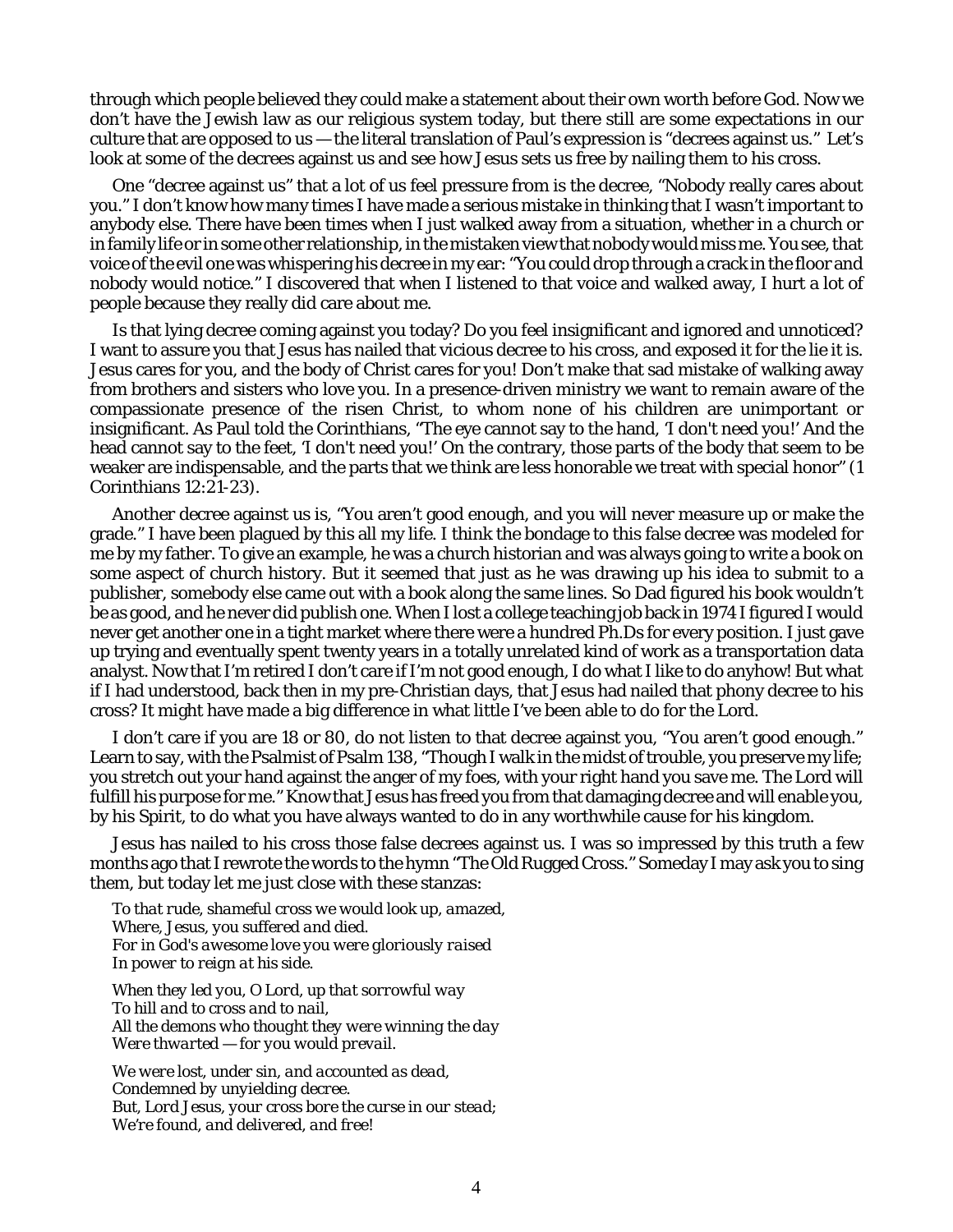through which people believed they could make a statement about their own worth before God. Now we don't have the Jewish law as our religious system today, but there still are some expectations in our culture that are opposed to us — the literal translation of Paul's expression is "decrees against us." Let's look at some of the decrees against us and see how Jesus sets us free by nailing them to his cross.

One "decree against us" that a lot of us feel pressure from is the decree, "Nobody really cares about you." I don't know how many times I have made a serious mistake in thinking that I wasn't important to anybody else. There have been times when I just walked away from a situation, whether in a church or in family life or in some other relationship, in the mistaken view that nobody would miss me. You see, that voice of the evil one was whispering his decree in my ear: "You could drop through a crack in the floor and nobody would notice." I discovered that when I listened to that voice and walked away, I hurt a lot of people because they really did care about me.

Is that lying decree coming against you today? Do you feel insignificant and ignored and unnoticed? I want to assure you that Jesus has nailed that vicious decree to his cross, and exposed it for the lie it is. Jesus cares for you, and the body of Christ cares for you! Don't make that sad mistake of walking away from brothers and sisters who love you. In a presence-driven ministry we want to remain aware of the compassionate presence of the risen Christ, to whom none of his children are unimportant or insignificant. As Paul told the Corinthians, "The eye cannot say to the hand, 'I don't need you!' And the head cannot say to the feet, 'I don't need you!' On the contrary, those parts of the body that seem to be weaker are indispensable, and the parts that we think are less honorable we treat with special honor" (1 Corinthians 12:21-23).

Another decree against us is, "You aren't good enough, and you will never measure up or make the grade." I have been plagued by this all my life. I think the bondage to this false decree was modeled for me by my father. To give an example, he was a church historian and was always going to write a book on some aspect of church history. But it seemed that just as he was drawing up his idea to submit to a publisher, somebody else came out with a book along the same lines. So Dad figured his book wouldn't be as good, and he never did publish one. When I lost a college teaching job back in 1974 I figured I would never get another one in a tight market where there were a hundred Ph.Ds for every position. I just gave up trying and eventually spent twenty years in a totally unrelated kind of work as a transportation data analyst. Now that I'm retired I don't care if I'm not good enough, I do what I like to do anyhow! But what if I had understood, back then in my pre-Christian days, that Jesus had nailed that phony decree to his cross? It might have made a big difference in what little I've been able to do for the Lord.

I don't care if you are 18 or 80, do not listen to that decree against you, "You aren't good enough." Learn to say, with the Psalmist of Psalm 138, "Though I walk in the midst of trouble, you preserve my life; you stretch out your hand against the anger of my foes, with your right hand you save me. The Lord will fulfill his purpose for me." Know that Jesus has freed you from that damaging decree and will enable you, by his Spirit, to do what you have always wanted to do in any worthwhile cause for his kingdom.

Jesus has nailed to his cross those false decrees against us. I was so impressed by this truth a few months ago that I rewrote the words to the hymn "The Old Rugged Cross." Someday I may ask you to sing them, but today let me just close with these stanzas:

*To that rude, shameful cross we would look up, amazed,*
*Where, Jesus, you suffered and died.*
*For in God's awesome love you were gloriously raised*
*In power to reign at his side.*

*When they led you, O Lord, up that sorrowful way*
*To hill and to cross and to nail,*
*All the demons who thought they were winning the day*
*Were thwarted — for you would prevail.*

*We were lost, under sin, and accounted as dead,*
*Condemned by unyielding decree.*
*But, Lord Jesus, your cross bore the curse in our stead;*
*We're found, and delivered, and free!*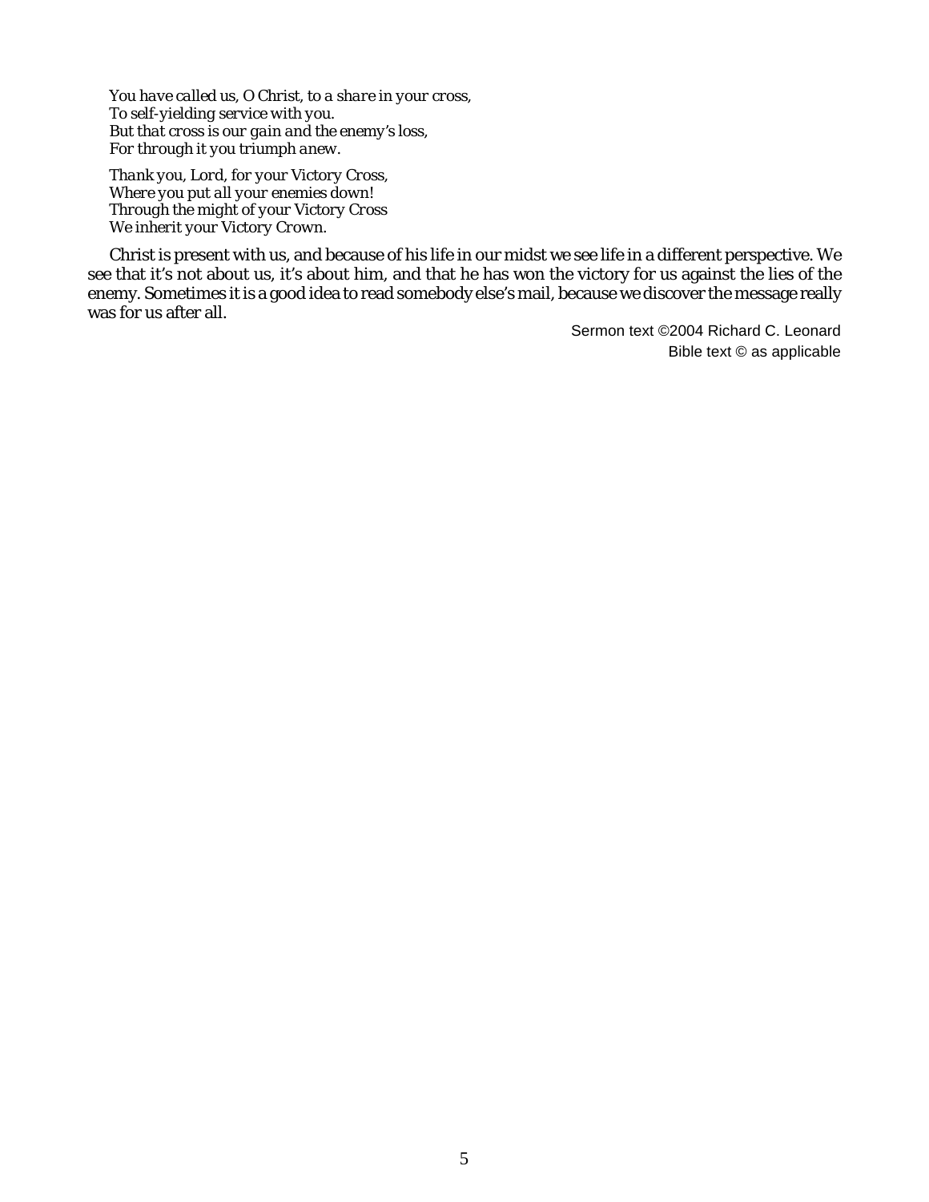*You have called us, O Christ, to a share in your cross,*
*To self-yielding service with you.*
*But that cross is our gain and the enemy's loss,*
*For through it you triumph anew.*

*Thank you, Lord, for your Victory Cross,*
*Where you put all your enemies down!*
*Through the might of your Victory Cross*
*We inherit your Victory Crown.*

Christ is present with us, and because of his life in our midst we see life in a different perspective. We see that it's not about us, it's about him, and that he has won the victory for us against the lies of the enemy. Sometimes it is a good idea to read somebody else's mail, because we discover the message really was for us after all.

Sermon text ©2004 Richard C. Leonard
Bible text © as applicable